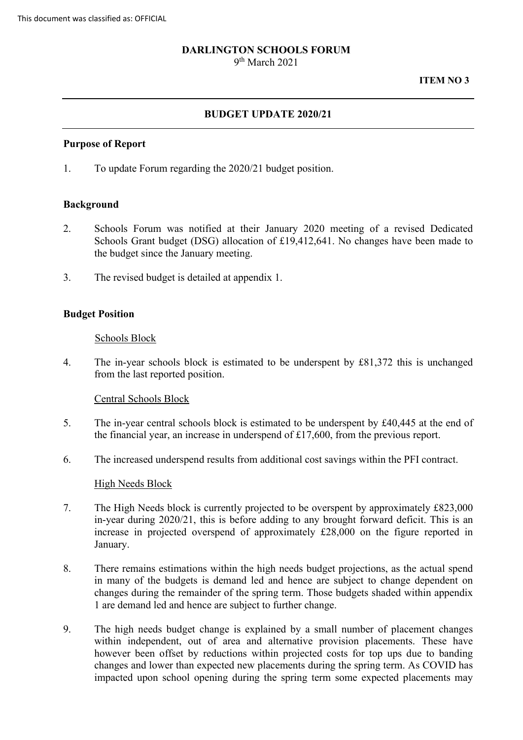This document was classified as: OFFICIAL

**DARLINGTON SCHOOLS FORUM**
9th March 2021

**ITEM NO 3**

## BUDGET UPDATE 2020/21

### Purpose of Report

1. To update Forum regarding the 2020/21 budget position.

### Background

2. Schools Forum was notified at their January 2020 meeting of a revised Dedicated Schools Grant budget (DSG) allocation of £19,412,641. No changes have been made to the budget since the January meeting.

3. The revised budget is detailed at appendix 1.

### Budget Position

#### Schools Block

4. The in-year schools block is estimated to be underspent by £81,372 this is unchanged from the last reported position.

#### Central Schools Block

5. The in-year central schools block is estimated to be underspent by £40,445 at the end of the financial year, an increase in underspend of £17,600, from the previous report.

6. The increased underspend results from additional cost savings within the PFI contract.

#### High Needs Block

7. The High Needs block is currently projected to be overspent by approximately £823,000 in-year during 2020/21, this is before adding to any brought forward deficit. This is an increase in projected overspend of approximately £28,000 on the figure reported in January.

8. There remains estimations within the high needs budget projections, as the actual spend in many of the budgets is demand led and hence are subject to change dependent on changes during the remainder of the spring term. Those budgets shaded within appendix 1 are demand led and hence are subject to further change.

9. The high needs budget change is explained by a small number of placement changes within independent, out of area and alternative provision placements. These have however been offset by reductions within projected costs for top ups due to banding changes and lower than expected new placements during the spring term. As COVID has impacted upon school opening during the spring term some expected placements may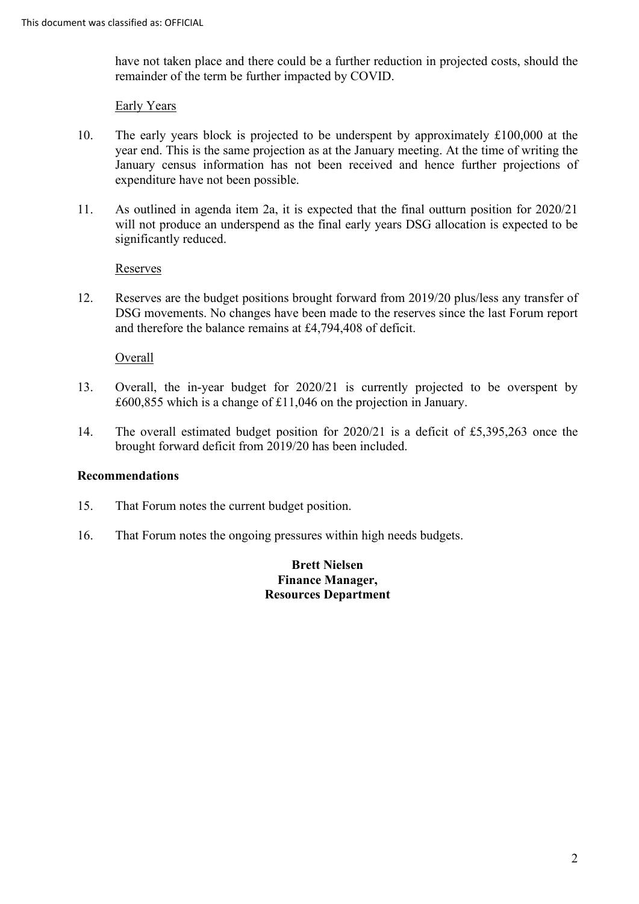have not taken place and there could be a further reduction in projected costs, should the remainder of the term be further impacted by COVID.

Early Years

10. The early years block is projected to be underspent by approximately £100,000 at the year end. This is the same projection as at the January meeting. At the time of writing the January census information has not been received and hence further projections of expenditure have not been possible.

11. As outlined in agenda item 2a, it is expected that the final outturn position for 2020/21 will not produce an underspend as the final early years DSG allocation is expected to be significantly reduced.

Reserves

12. Reserves are the budget positions brought forward from 2019/20 plus/less any transfer of DSG movements. No changes have been made to the reserves since the last Forum report and therefore the balance remains at £4,794,408 of deficit.

Overall

13. Overall, the in-year budget for 2020/21 is currently projected to be overspent by £600,855 which is a change of £11,046 on the projection in January.

14. The overall estimated budget position for 2020/21 is a deficit of £5,395,263 once the brought forward deficit from 2019/20 has been included.

**Recommendations**

15. That Forum notes the current budget position.

16. That Forum notes the ongoing pressures within high needs budgets.

**Brett Nielsen**
**Finance Manager,**
**Resources Department**